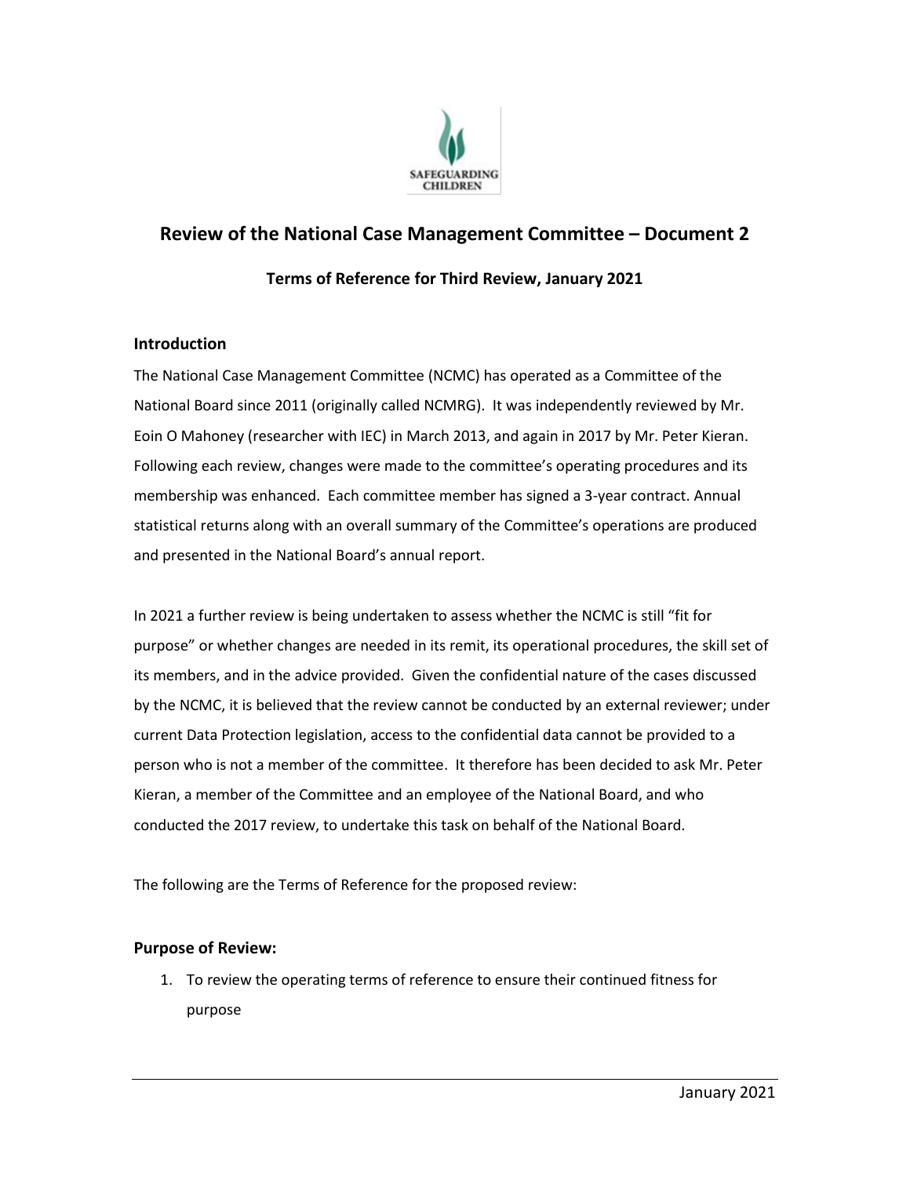## Review of the National Case Management Committee – Document 2

### Terms of Reference for Third Review, January 2021

### Introduction

The National Case Management Committee (NCMC) has operated as a Committee of the National Board since 2011 (originally called NCMRG). It was independently reviewed by Mr. Eoin O Mahoney (researcher with IEC) in March 2013, and again in 2017 by Mr. Peter Kieran. Following each review, changes were made to the committee's operating procedures and its membership was enhanced. Each committee member has signed a 3-year contract. Annual statistical returns along with an overall summary of the Committee's operations are produced and presented in the National Board's annual report.

In 2021 a further review is being undertaken to assess whether the NCMC is still "fit for purpose" or whether changes are needed in its remit, its operational procedures, the skill set of its members, and in the advice provided. Given the confidential nature of the cases discussed by the NCMC, it is believed that the review cannot be conducted by an external reviewer; under current Data Protection legislation, access to the confidential data cannot be provided to a person who is not a member of the committee. It therefore has been decided to ask Mr. Peter Kieran, a member of the Committee and an employee of the National Board, and who conducted the 2017 review, to undertake this task on behalf of the National Board.

The following are the Terms of Reference for the proposed review:

### Purpose of Review:

1. To review the operating terms of reference to ensure their continued fitness for purpose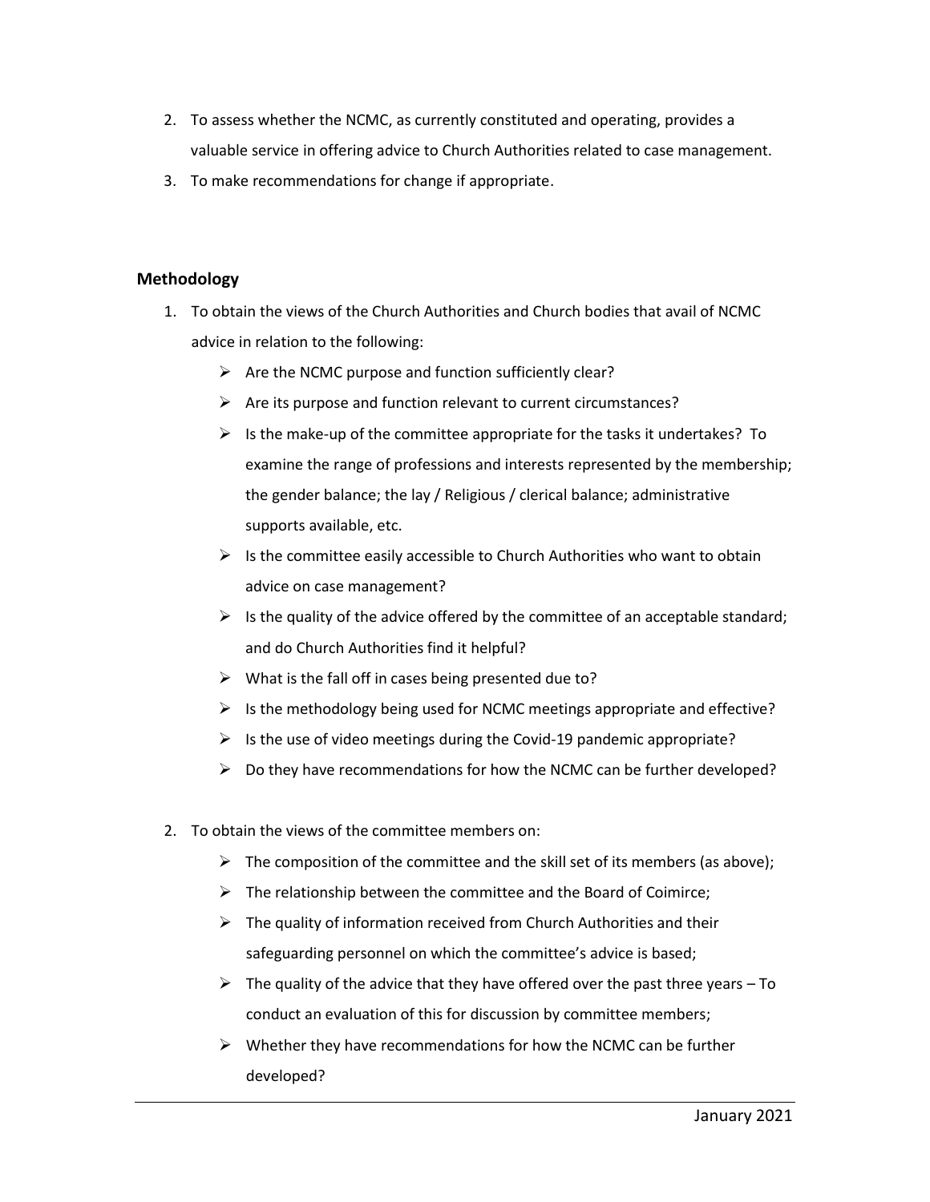2. To assess whether the NCMC, as currently constituted and operating, provides a valuable service in offering advice to Church Authorities related to case management.
3. To make recommendations for change if appropriate.

## Methodology

1. To obtain the views of the Church Authorities and Church bodies that avail of NCMC advice in relation to the following:
   - Are the NCMC purpose and function sufficiently clear?
   - Are its purpose and function relevant to current circumstances?
   - Is the make-up of the committee appropriate for the tasks it undertakes? To examine the range of professions and interests represented by the membership; the gender balance; the lay / Religious / clerical balance; administrative supports available, etc.
   - Is the committee easily accessible to Church Authorities who want to obtain advice on case management?
   - Is the quality of the advice offered by the committee of an acceptable standard; and do Church Authorities find it helpful?
   - What is the fall off in cases being presented due to?
   - Is the methodology being used for NCMC meetings appropriate and effective?
   - Is the use of video meetings during the Covid-19 pandemic appropriate?
   - Do they have recommendations for how the NCMC can be further developed?

2. To obtain the views of the committee members on:
   - The composition of the committee and the skill set of its members (as above);
   - The relationship between the committee and the Board of Coimirce;
   - The quality of information received from Church Authorities and their safeguarding personnel on which the committee's advice is based;
   - The quality of the advice that they have offered over the past three years – To conduct an evaluation of this for discussion by committee members;
   - Whether they have recommendations for how the NCMC can be further developed?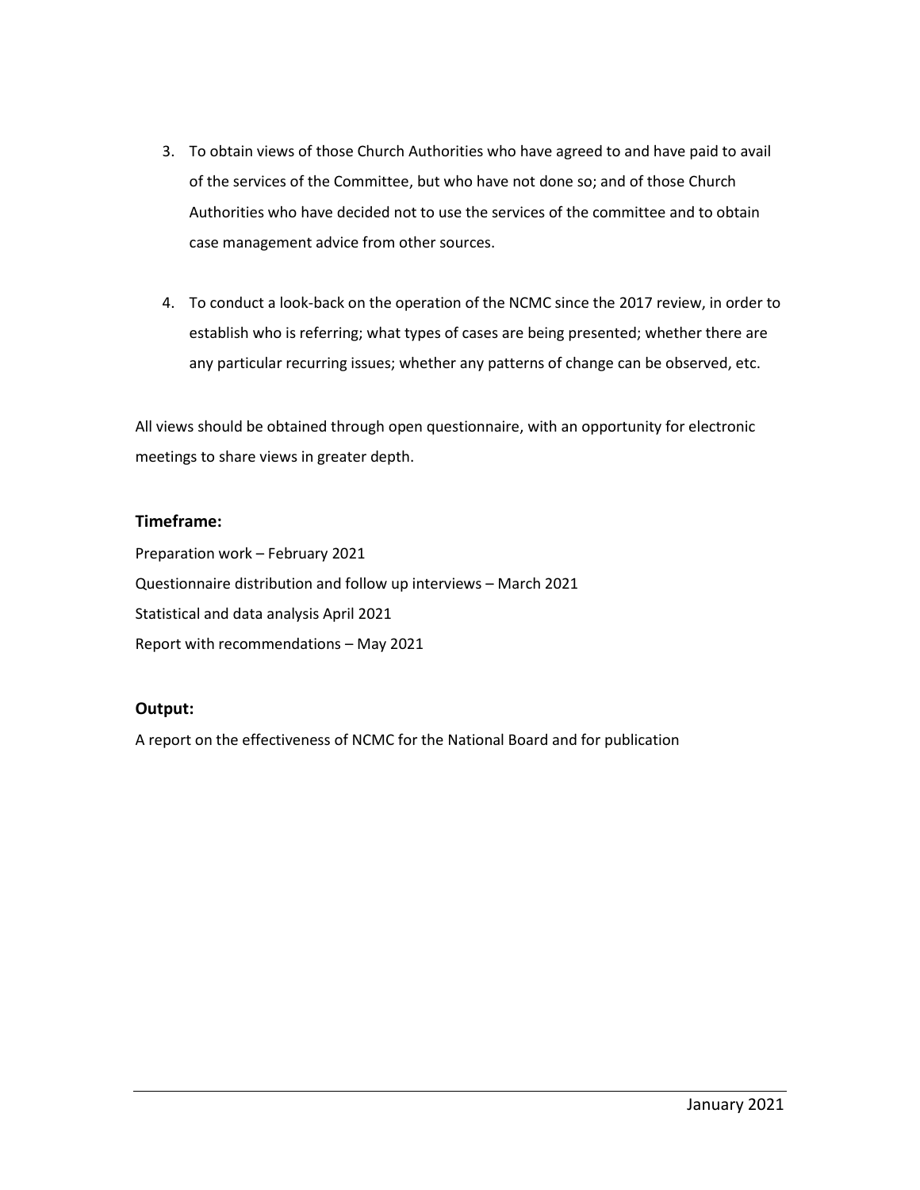3. To obtain views of those Church Authorities who have agreed to and have paid to avail of the services of the Committee, but who have not done so; and of those Church Authorities who have decided not to use the services of the committee and to obtain case management advice from other sources.

4. To conduct a look-back on the operation of the NCMC since the 2017 review, in order to establish who is referring; what types of cases are being presented; whether there are any particular recurring issues; whether any patterns of change can be observed, etc.

All views should be obtained through open questionnaire, with an opportunity for electronic meetings to share views in greater depth.

### Timeframe:

Preparation work – February 2021
Questionnaire distribution and follow up interviews – March 2021
Statistical and data analysis April 2021
Report with recommendations – May 2021

### Output:

A report on the effectiveness of NCMC for the National Board and for publication

January 2021